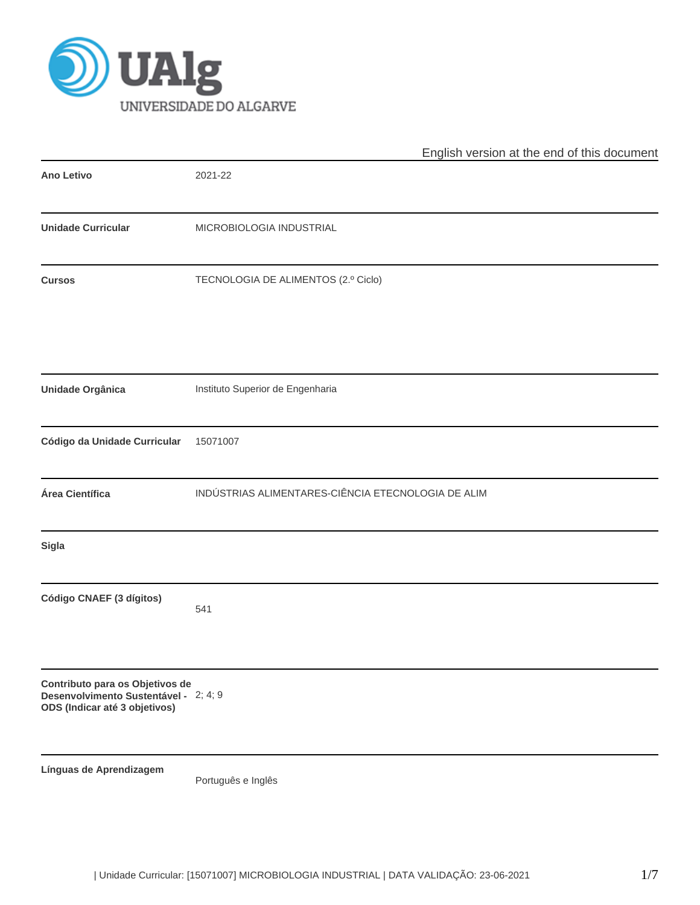English version at the end of this document

| | |
|---|---|
| **Ano Letivo** | 2021-22 |
| **Unidade Curricular** | MICROBIOLOGIA INDUSTRIAL |
| **Cursos** | TECNOLOGIA DE ALIMENTOS (2.º Ciclo) |
| **Unidade Orgânica** | Instituto Superior de Engenharia |
| **Código da Unidade Curricular** | 15071007 |
| **Área Científica** | INDÚSTRIAS ALIMENTARES-CIÊNCIA ETECNOLOGIA DE ALIM |
| **Sigla** | |
| **Código CNAEF (3 dígitos)** | 541 |
| **Contributo para os Objetivos de Desenvolvimento Sustentável - ODS (Indicar até 3 objetivos)** | 2; 4; 9 |
| **Línguas de Aprendizagem** | Português e Inglês |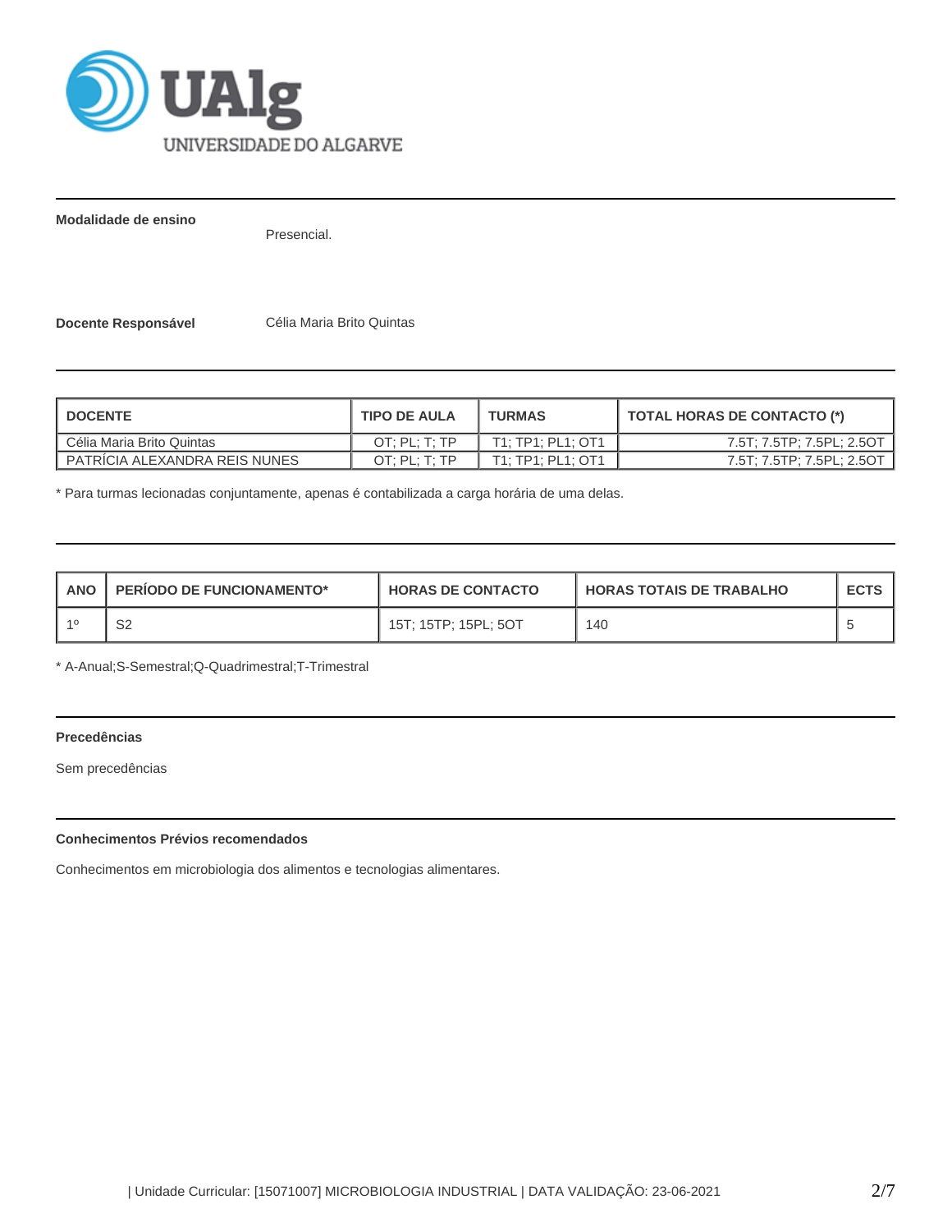**Modalidade de ensino**

Presencial.

**Docente Responsável** Célia Maria Brito Quintas

| DOCENTE | TIPO DE AULA | TURMAS | TOTAL HORAS DE CONTACTO (*) |
|---|---|---|---|
| Célia Maria Brito Quintas | OT; PL; T; TP | T1; TP1; PL1; OT1 | 7.5T; 7.5TP; 7.5PL; 2.5OT |
| PATRÍCIA ALEXANDRA REIS NUNES | OT; PL; T; TP | T1; TP1; PL1; OT1 | 7.5T; 7.5TP; 7.5PL; 2.5OT |

* Para turmas lecionadas conjuntamente, apenas é contabilizada a carga horária de uma delas.

| ANO | PERÍODO DE FUNCIONAMENTO* | HORAS DE CONTACTO | HORAS TOTAIS DE TRABALHO | ECTS |
|---|---|---|---|---|
| 1º | S2 | 15T; 15TP; 15PL; 5OT | 140 | 5 |

* A-Anual;S-Semestral;Q-Quadrimestral;T-Trimestral

**Precedências**

Sem precedências

**Conhecimentos Prévios recomendados**

Conhecimentos em microbiologia dos alimentos e tecnologias alimentares.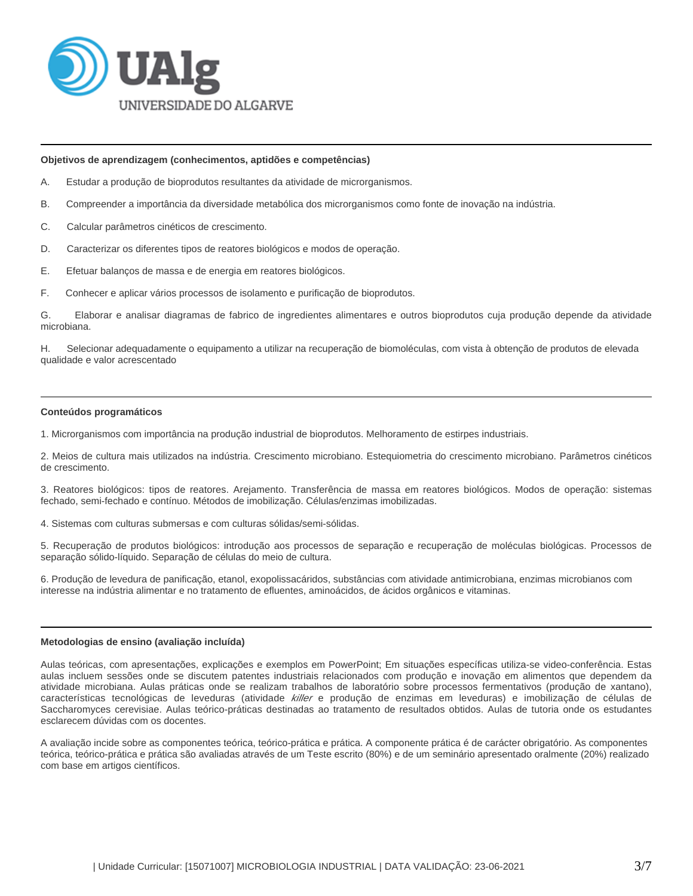**Objetivos de aprendizagem (conhecimentos, aptidões e competências)**

A. Estudar a produção de bioprodutos resultantes da atividade de microrganismos.

B. Compreender a importância da diversidade metabólica dos microrganismos como fonte de inovação na indústria.

C. Calcular parâmetros cinéticos de crescimento.

D. Caracterizar os diferentes tipos de reatores biológicos e modos de operação.

E. Efetuar balanços de massa e de energia em reatores biológicos.

F. Conhecer e aplicar vários processos de isolamento e purificação de bioprodutos.

G. Elaborar e analisar diagramas de fabrico de ingredientes alimentares e outros bioprodutos cuja produção depende da atividade microbiana.

H. Selecionar adequadamente o equipamento a utilizar na recuperação de biomoléculas, com vista à obtenção de produtos de elevada qualidade e valor acrescentado

**Conteúdos programáticos**

1. Microrganismos com importância na produção industrial de bioprodutos. Melhoramento de estirpes industriais.

2. Meios de cultura mais utilizados na indústria. Crescimento microbiano. Estequiometria do crescimento microbiano. Parâmetros cinéticos de crescimento.

3. Reatores biológicos: tipos de reatores. Arejamento. Transferência de massa em reatores biológicos. Modos de operação: sistemas fechado, semi-fechado e contínuo. Métodos de imobilização. Células/enzimas imobilizadas.

4. Sistemas com culturas submersas e com culturas sólidas/semi-sólidas.

5. Recuperação de produtos biológicos: introdução aos processos de separação e recuperação de moléculas biológicas. Processos de separação sólido-líquido. Separação de células do meio de cultura.

6. Produção de levedura de panificação, etanol, exopolissacáridos, substâncias com atividade antimicrobiana, enzimas microbianos com interesse na indústria alimentar e no tratamento de efluentes, aminoácidos, de ácidos orgânicos e vitaminas.

**Metodologias de ensino (avaliação incluída)**

Aulas teóricas, com apresentações, explicações e exemplos em PowerPoint; Em situações específicas utiliza-se video-conferência. Estas aulas incluem sessões onde se discutem patentes industriais relacionados com produção e inovação em alimentos que dependem da atividade microbiana. Aulas práticas onde se realizam trabalhos de laboratório sobre processos fermentativos (produção de xantano), características tecnológicas de leveduras (atividade *killer* e produção de enzimas em leveduras) e imobilização de células de Saccharomyces cerevisiae. Aulas teórico-práticas destinadas ao tratamento de resultados obtidos. Aulas de tutoria onde os estudantes esclarecem dúvidas com os docentes.

A avaliação incide sobre as componentes teórica, teórico-prática e prática. A componente prática é de carácter obrigatório. As componentes teórica, teórico-prática e prática são avaliadas através de um Teste escrito (80%) e de um seminário apresentado oralmente (20%) realizado com base em artigos científicos.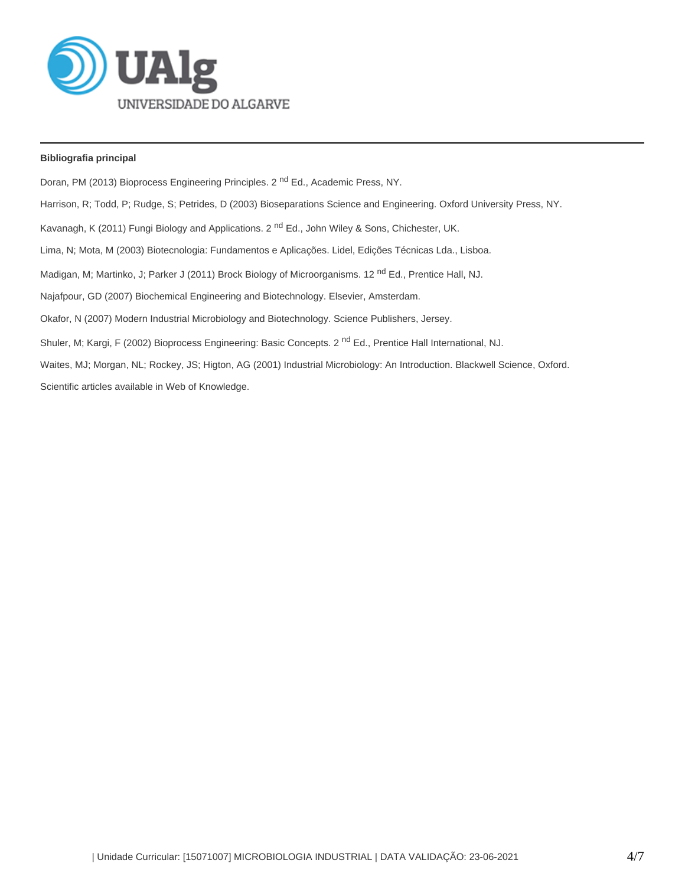**Bibliografia principal**

Doran, PM (2013) Bioprocess Engineering Principles. 2 nd Ed., Academic Press, NY.

Harrison, R; Todd, P; Rudge, S; Petrides, D (2003) Bioseparations Science and Engineering. Oxford University Press, NY.

Kavanagh, K (2011) Fungi Biology and Applications. 2 nd Ed., John Wiley & Sons, Chichester, UK.

Lima, N; Mota, M (2003) Biotecnologia: Fundamentos e Aplicações. Lidel, Edições Técnicas Lda., Lisboa.

Madigan, M; Martinko, J; Parker J (2011) Brock Biology of Microorganisms. 12 nd Ed., Prentice Hall, NJ.

Najafpour, GD (2007) Biochemical Engineering and Biotechnology. Elsevier, Amsterdam.

Okafor, N (2007) Modern Industrial Microbiology and Biotechnology. Science Publishers, Jersey.

Shuler, M; Kargi, F (2002) Bioprocess Engineering: Basic Concepts. 2 nd Ed., Prentice Hall International, NJ.

Waites, MJ; Morgan, NL; Rockey, JS; Higton, AG (2001) Industrial Microbiology: An Introduction. Blackwell Science, Oxford.

Scientific articles available in Web of Knowledge.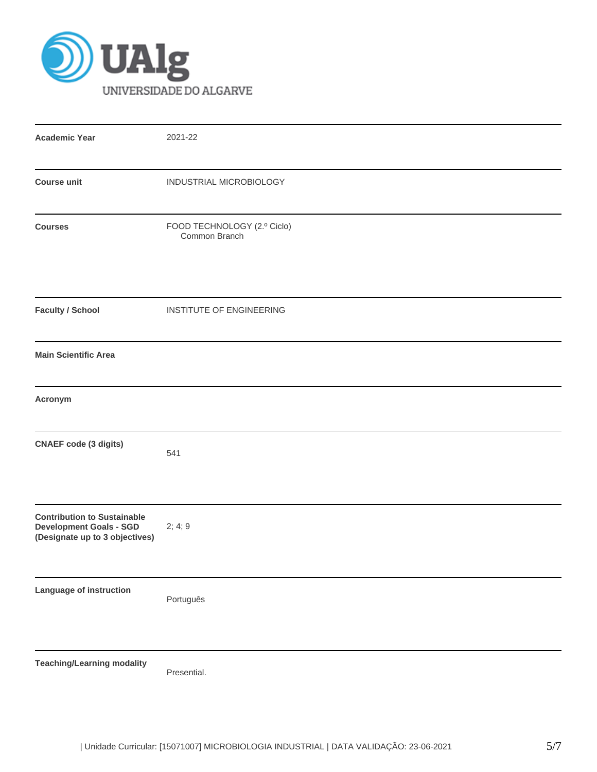| | |
|---|---|
| **Academic Year** | 2021-22 |
| **Course unit** | INDUSTRIAL MICROBIOLOGY |
| **Courses** | FOOD TECHNOLOGY (2.º Ciclo)<br>Common Branch |
| **Faculty / School** | INSTITUTE OF ENGINEERING |
| **Main Scientific Area** | |
| **Acronym** | |
| **CNAEF code (3 digits)** | 541 |
| **Contribution to Sustainable Development Goals - SGD (Designate up to 3 objectives)** | 2; 4; 9 |
| **Language of instruction** | Português |
| **Teaching/Learning modality** | Presential. |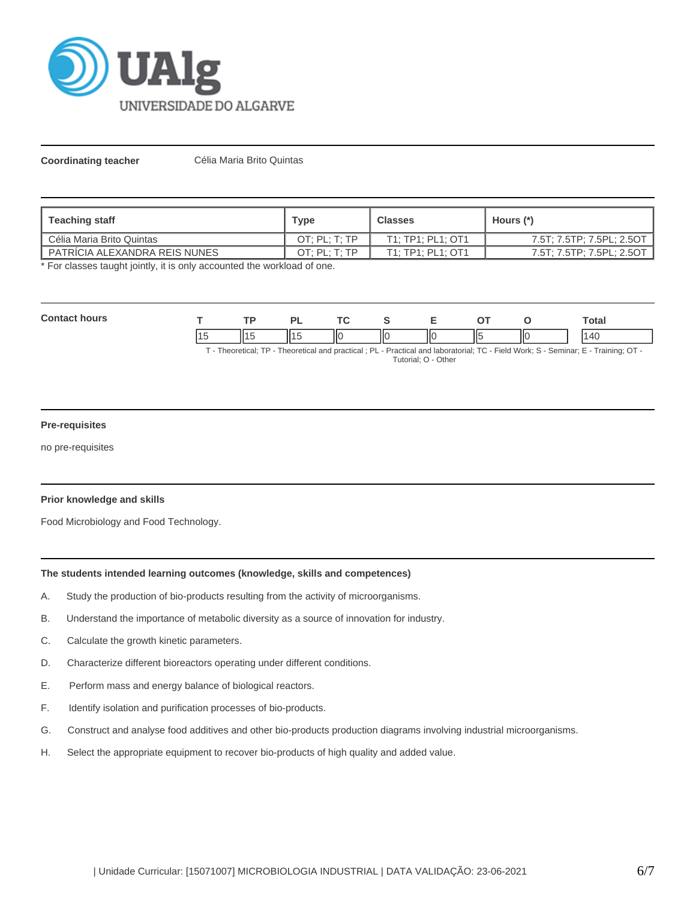**Coordinating teacher** Célia Maria Brito Quintas

| Teaching staff | Type | Classes | Hours (*) |
|---|---|---|---|
| Célia Maria Brito Quintas | OT; PL; T; TP | T1; TP1; PL1; OT1 | 7.5T; 7.5TP; 7.5PL; 2.5OT |
| PATRÍCIA ALEXANDRA REIS NUNES | OT; PL; T; TP | T1; TP1; PL1; OT1 | 7.5T; 7.5TP; 7.5PL; 2.5OT |

* For classes taught jointly, it is only accounted the workload of one.

**Contact hours**

| T | TP | PL | TC | S | E | OT | O | Total |
|---|---|---|---|---|---|---|---|---|
| 15 | 15 | 15 | 0 | 0 | 0 | 5 | 0 | 140 |

T - Theoretical; TP - Theoretical and practical ; PL - Practical and laboratorial; TC - Field Work; S - Seminar; E - Training; OT - Tutorial; O - Other

**Pre-requisites**

no pre-requisites

**Prior knowledge and skills**

Food Microbiology and Food Technology.

**The students intended learning outcomes (knowledge, skills and competences)**

A. Study the production of bio-products resulting from the activity of microorganisms.

B. Understand the importance of metabolic diversity as a source of innovation for industry.

C. Calculate the growth kinetic parameters.

D. Characterize different bioreactors operating under different conditions.

E. Perform mass and energy balance of biological reactors.

F. Identify isolation and purification processes of bio-products.

G. Construct and analyse food additives and other bio-products production diagrams involving industrial microorganisms.

H. Select the appropriate equipment to recover bio-products of high quality and added value.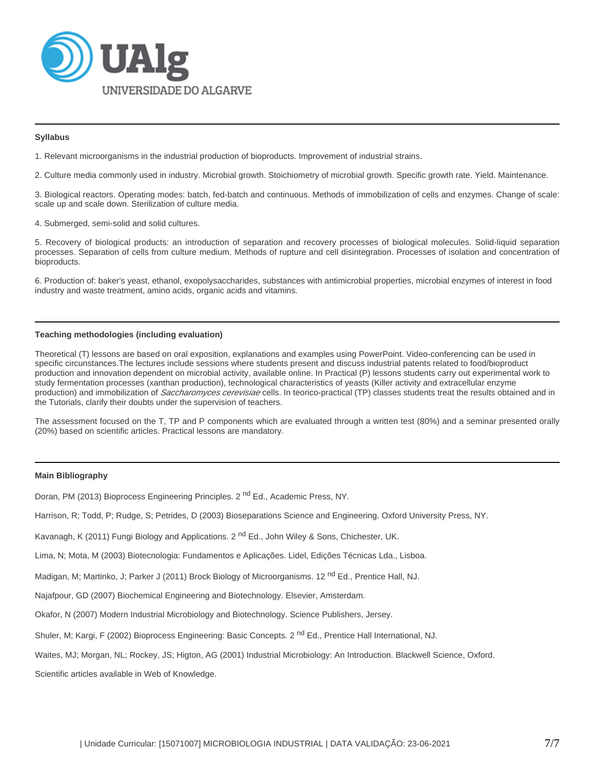### Syllabus

1. Relevant microorganisms in the industrial production of bioproducts. Improvement of industrial strains.

2. Culture media commonly used in industry. Microbial growth. Stoichiometry of microbial growth. Specific growth rate. Yield. Maintenance.

3. Biological reactors. Operating modes: batch, fed-batch and continuous. Methods of immobilization of cells and enzymes. Change of scale: scale up and scale down. Sterilization of culture media.

4. Submerged, semi-solid and solid cultures.

5. Recovery of biological products: an introduction of separation and recovery processes of biological molecules. Solid-liquid separation processes. Separation of cells from culture medium. Methods of rupture and cell disintegration. Processes of isolation and concentration of bioproducts.

6. Production of: baker's yeast, ethanol, exopolysaccharides, substances with antimicrobial properties, microbial enzymes of interest in food industry and waste treatment, amino acids, organic acids and vitamins.

### Teaching methodologies (including evaluation)

Theoretical (T) lessons are based on oral exposition, explanations and examples using PowerPoint. Video-conferencing can be used in specific circumstances.The lectures include sessions where students present and discuss industrial patents related to food/bioproduct production and innovation dependent on microbial activity, available online. In Practical (P) lessons students carry out experimental work to study fermentation processes (xanthan production), technological characteristics of yeasts (Killer activity and extracellular enzyme production) and immobilization of *Saccharomyces cerevisiae* cells. In teorico-practical (TP) classes students treat the results obtained and in the Tutorials, clarify their doubts under the supervision of teachers.

The assessment focused on the T, TP and P components which are evaluated through a written test (80%) and a seminar presented orally (20%) based on scientific articles. Practical lessons are mandatory.

### Main Bibliography

Doran, PM (2013) Bioprocess Engineering Principles. 2 nd Ed., Academic Press, NY.

Harrison, R; Todd, P; Rudge, S; Petrides, D (2003) Bioseparations Science and Engineering. Oxford University Press, NY.

Kavanagh, K (2011) Fungi Biology and Applications. 2 nd Ed., John Wiley & Sons, Chichester, UK.

Lima, N; Mota, M (2003) Biotecnologia: Fundamentos e Aplicações. Lidel, Edições Técnicas Lda., Lisboa.

Madigan, M; Martinko, J; Parker J (2011) Brock Biology of Microorganisms. 12 nd Ed., Prentice Hall, NJ.

Najafpour, GD (2007) Biochemical Engineering and Biotechnology. Elsevier, Amsterdam.

Okafor, N (2007) Modern Industrial Microbiology and Biotechnology. Science Publishers, Jersey.

Shuler, M; Kargi, F (2002) Bioprocess Engineering: Basic Concepts. 2 nd Ed., Prentice Hall International, NJ.

Waites, MJ; Morgan, NL; Rockey, JS; Higton, AG (2001) Industrial Microbiology: An Introduction. Blackwell Science, Oxford.

Scientific articles available in Web of Knowledge.